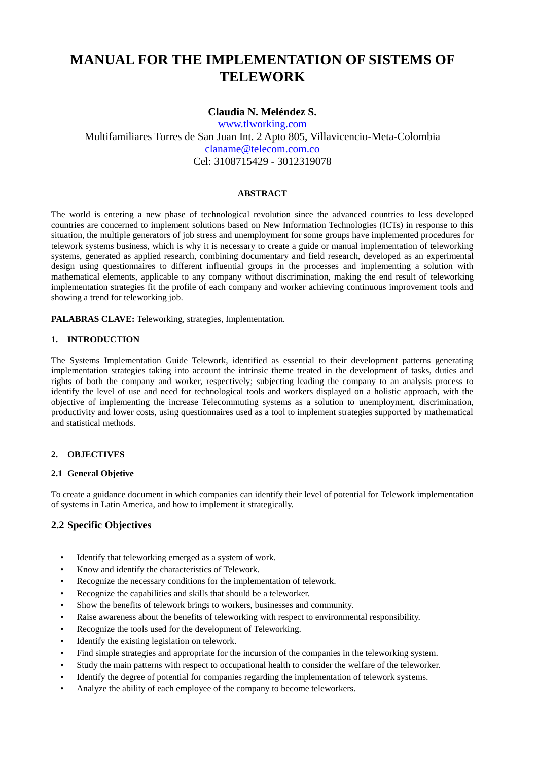# MANUAL FOR THE IMPLEMENTATION OF SISTEMS OF TELEWORK

**Claudia N. Meléndez S.**

www.tlworking.com

Multifamiliares Torres de San Juan Int. 2 Apto 805, Villavicencio-Meta-Colombia

claname@telecom.com.co

Cel: 3108715429 - 3012319078

**ABSTRACT**

The world is entering a new phase of technological revolution since the advanced countries to less developed countries are concerned to implement solutions based on New Information Technologies (ICTs) in response to this situation, the multiple generators of job stress and unemployment for some groups have implemented procedures for telework systems business, which is why it is necessary to create a guide or manual implementation of teleworking systems, generated as applied research, combining documentary and field research, developed as an experimental design using questionnaires to different influential groups in the processes and implementing a solution with mathematical elements, applicable to any company without discrimination, making the end result of teleworking implementation strategies fit the profile of each company and worker achieving continuous improvement tools and showing a trend for teleworking job.

**PALABRAS CLAVE:** Teleworking, strategies, Implementation.

## 1. INTRODUCTION

The Systems Implementation Guide Telework, identified as essential to their development patterns generating implementation strategies taking into account the intrinsic theme treated in the development of tasks, duties and rights of both the company and worker, respectively; subjecting leading the company to an analysis process to identify the level of use and need for technological tools and workers displayed on a holistic approach, with the objective of implementing the increase Telecommuting systems as a solution to unemployment, discrimination, productivity and lower costs, using questionnaires used as a tool to implement strategies supported by mathematical and statistical methods.

## 2. OBJECTIVES

### 2.1 General Objetive

To create a guidance document in which companies can identify their level of potential for Telework implementation of systems in Latin America, and how to implement it strategically.

### 2.2 Specific Objectives

- Identify that teleworking emerged as a system of work.
- Know and identify the characteristics of Telework.
- Recognize the necessary conditions for the implementation of telework.
- Recognize the capabilities and skills that should be a teleworker.
- Show the benefits of telework brings to workers, businesses and community.
- Raise awareness about the benefits of teleworking with respect to environmental responsibility.
- Recognize the tools used for the development of Teleworking.
- Identify the existing legislation on telework.
- Find simple strategies and appropriate for the incursion of the companies in the teleworking system.
- Study the main patterns with respect to occupational health to consider the welfare of the teleworker.
- Identify the degree of potential for companies regarding the implementation of telework systems.
- Analyze the ability of each employee of the company to become teleworkers.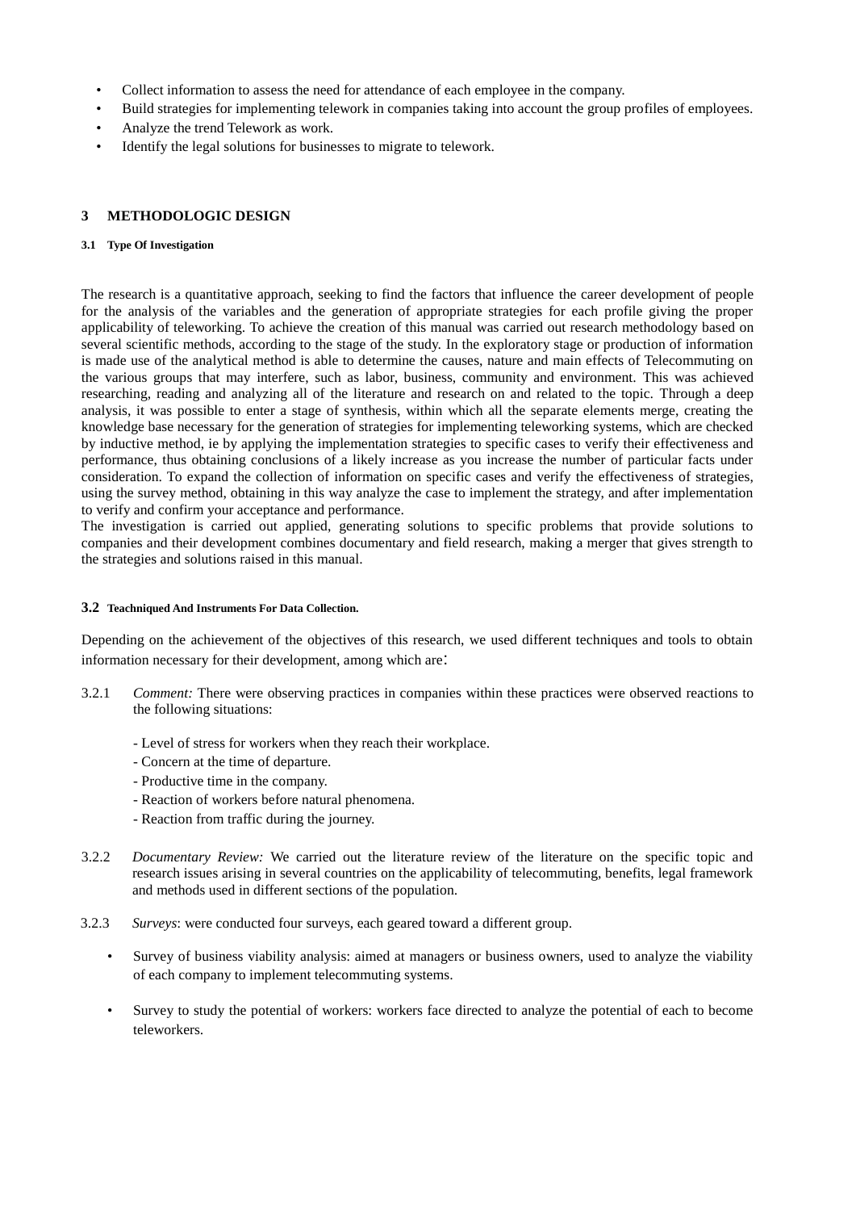- Collect information to assess the need for attendance of each employee in the company.
- Build strategies for implementing telework in companies taking into account the group profiles of employees.
- Analyze the trend Telework as work.
- Identify the legal solutions for businesses to migrate to telework.

## 3 METHODOLOGIC DESIGN

### 3.1 Type Of Investigation

The research is a quantitative approach, seeking to find the factors that influence the career development of people for the analysis of the variables and the generation of appropriate strategies for each profile giving the proper applicability of teleworking. To achieve the creation of this manual was carried out research methodology based on several scientific methods, according to the stage of the study. In the exploratory stage or production of information is made use of the analytical method is able to determine the causes, nature and main effects of Telecommuting on the various groups that may interfere, such as labor, business, community and environment. This was achieved researching, reading and analyzing all of the literature and research on and related to the topic. Through a deep analysis, it was possible to enter a stage of synthesis, within which all the separate elements merge, creating the knowledge base necessary for the generation of strategies for implementing teleworking systems, which are checked by inductive method, ie by applying the implementation strategies to specific cases to verify their effectiveness and performance, thus obtaining conclusions of a likely increase as you increase the number of particular facts under consideration. To expand the collection of information on specific cases and verify the effectiveness of strategies, using the survey method, obtaining in this way analyze the case to implement the strategy, and after implementation to verify and confirm your acceptance and performance.

The investigation is carried out applied, generating solutions to specific problems that provide solutions to companies and their development combines documentary and field research, making a merger that gives strength to the strategies and solutions raised in this manual.

### 3.2 Techniqued And Instruments For Data Collection.

Depending on the achievement of the objectives of this research, we used different techniques and tools to obtain information necessary for their development, among which are:

3.2.1 *Comment:* There were observing practices in companies within these practices were observed reactions to the following situations:

- Level of stress for workers when they reach their workplace.
- Concern at the time of departure.
- Productive time in the company.
- Reaction of workers before natural phenomena.
- Reaction from traffic during the journey.

3.2.2 *Documentary Review:* We carried out the literature review of the literature on the specific topic and research issues arising in several countries on the applicability of telecommuting, benefits, legal framework and methods used in different sections of the population.

3.2.3 *Surveys*: were conducted four surveys, each geared toward a different group.

- Survey of business viability analysis: aimed at managers or business owners, used to analyze the viability of each company to implement telecommuting systems.
- Survey to study the potential of workers: workers face directed to analyze the potential of each to become teleworkers.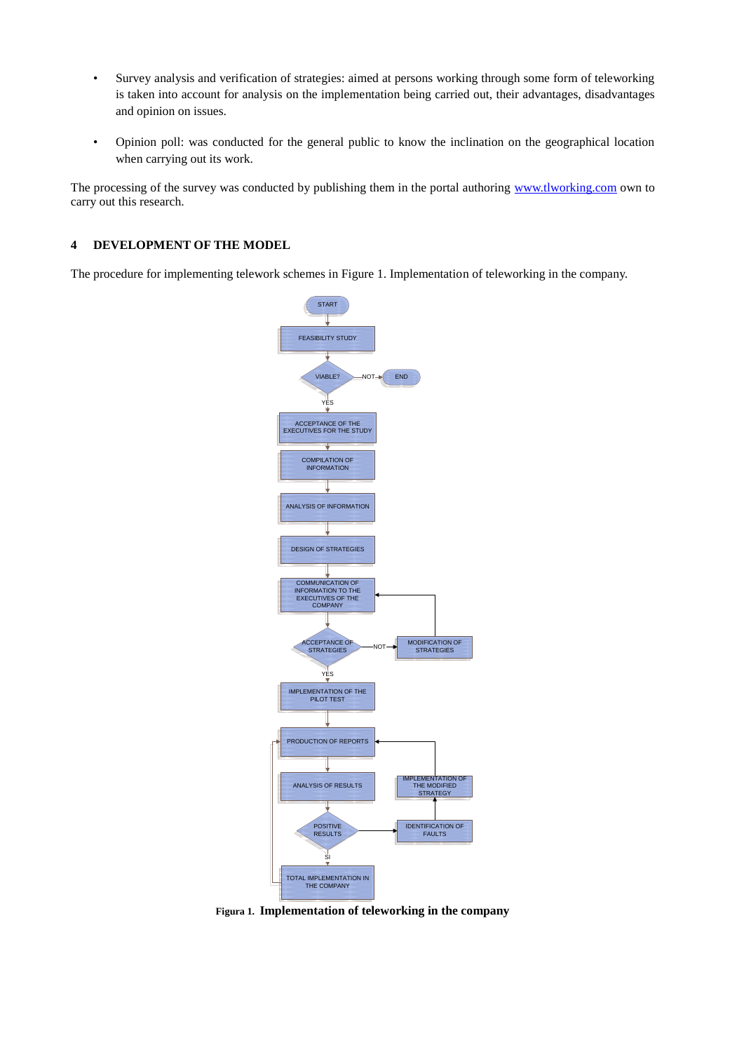- Survey analysis and verification of strategies: aimed at persons working through some form of teleworking is taken into account for analysis on the implementation being carried out, their advantages, disadvantages and opinion on issues.

- Opinion poll: was conducted for the general public to know the inclination on the geographical location when carrying out its work.

The processing of the survey was conducted by publishing them in the portal authoring www.tlworking.com own to carry out this research.

## 4 DEVELOPMENT OF THE MODEL

The procedure for implementing telework schemes in Figure 1. Implementation of teleworking in the company.

START
FEASIBILITY STUDY
VIABLE?
NOT
END
YES
ACCEPTANCE OF THE EXECUTIVES FOR THE STUDY
COMPILATION OF INFORMATION
ANALYSIS OF INFORMATION
DESIGN OF STRATEGIES
COMMUNICATION OF INFORMATION TO THE EXECUTIVES OF THE COMPANY
ACCEPTANCE OF STRATEGIES
NOT
MODIFICATION OF STRATEGIES
YES
IMPLEMENTATION OF THE PILOT TEST
PRODUCTION OF REPORTS
ANALYSIS OF RESULTS
IMPLEMENTATION OF THE MODIFIED STRATEGY
POSITIVE RESULTS
IDENTIFICATION OF FAULTS
SI
TOTAL IMPLEMENTATION IN THE COMPANY

**Figura 1. Implementation of teleworking in the company**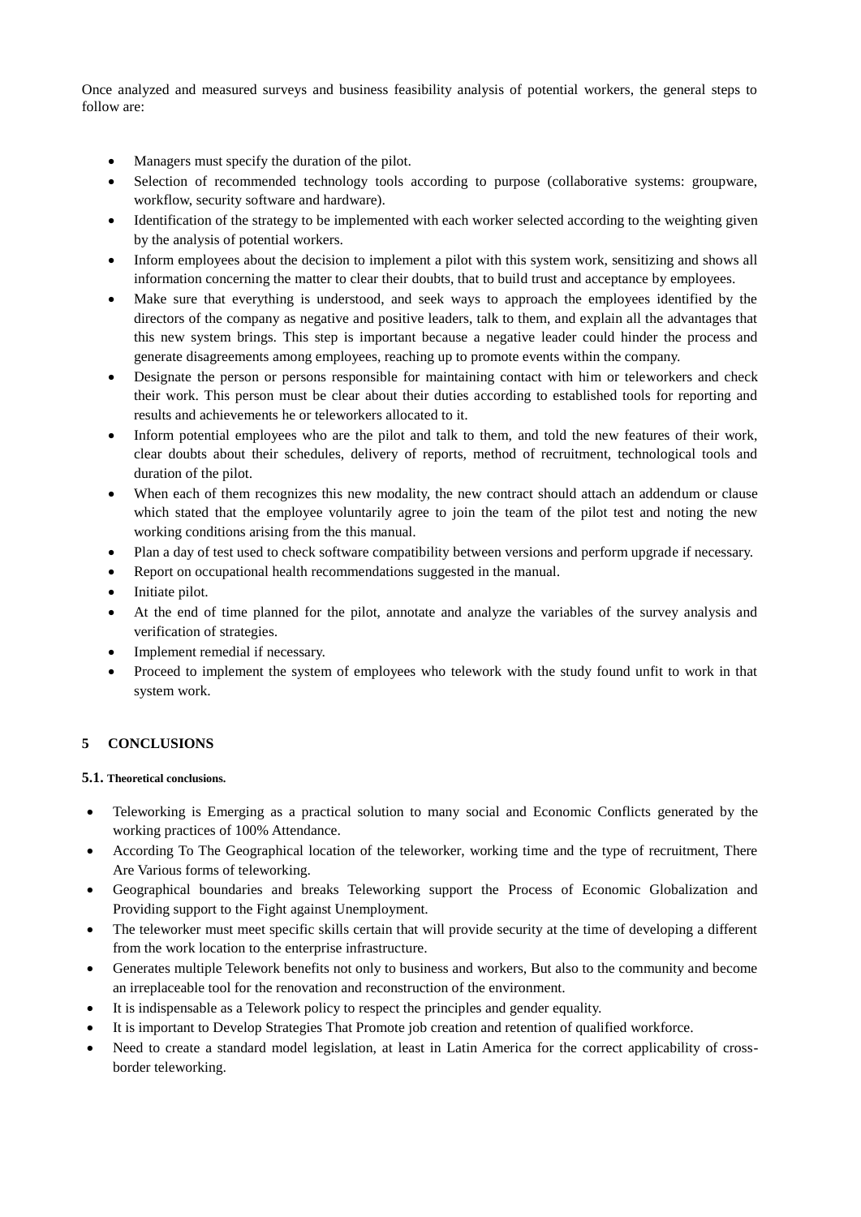Once analyzed and measured surveys and business feasibility analysis of potential workers, the general steps to follow are:

- Managers must specify the duration of the pilot.
- Selection of recommended technology tools according to purpose (collaborative systems: groupware, workflow, security software and hardware).
- Identification of the strategy to be implemented with each worker selected according to the weighting given by the analysis of potential workers.
- Inform employees about the decision to implement a pilot with this system work, sensitizing and shows all information concerning the matter to clear their doubts, that to build trust and acceptance by employees.
- Make sure that everything is understood, and seek ways to approach the employees identified by the directors of the company as negative and positive leaders, talk to them, and explain all the advantages that this new system brings. This step is important because a negative leader could hinder the process and generate disagreements among employees, reaching up to promote events within the company.
- Designate the person or persons responsible for maintaining contact with him or teleworkers and check their work. This person must be clear about their duties according to established tools for reporting and results and achievements he or teleworkers allocated to it.
- Inform potential employees who are the pilot and talk to them, and told the new features of their work, clear doubts about their schedules, delivery of reports, method of recruitment, technological tools and duration of the pilot.
- When each of them recognizes this new modality, the new contract should attach an addendum or clause which stated that the employee voluntarily agree to join the team of the pilot test and noting the new working conditions arising from the this manual.
- Plan a day of test used to check software compatibility between versions and perform upgrade if necessary.
- Report on occupational health recommendations suggested in the manual.
- Initiate pilot.
- At the end of time planned for the pilot, annotate and analyze the variables of the survey analysis and verification of strategies.
- Implement remedial if necessary.
- Proceed to implement the system of employees who telework with the study found unfit to work in that system work.

## 5 CONCLUSIONS

### 5.1. Theoretical conclusions.

- Teleworking is Emerging as a practical solution to many social and Economic Conflicts generated by the working practices of 100% Attendance.
- According To The Geographical location of the teleworker, working time and the type of recruitment, There Are Various forms of teleworking.
- Geographical boundaries and breaks Teleworking support the Process of Economic Globalization and Providing support to the Fight against Unemployment.
- The teleworker must meet specific skills certain that will provide security at the time of developing a different from the work location to the enterprise infrastructure.
- Generates multiple Telework benefits not only to business and workers, But also to the community and become an irreplaceable tool for the renovation and reconstruction of the environment.
- It is indispensable as a Telework policy to respect the principles and gender equality.
- It is important to Develop Strategies That Promote job creation and retention of qualified workforce.
- Need to create a standard model legislation, at least in Latin America for the correct applicability of cross-border teleworking.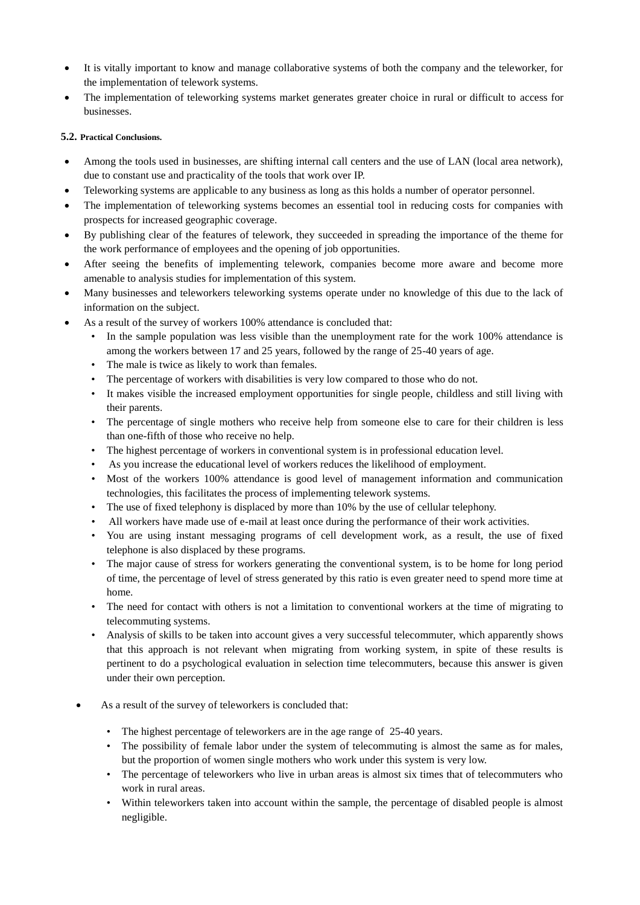- It is vitally important to know and manage collaborative systems of both the company and the teleworker, for the implementation of telework systems.
- The implementation of teleworking systems market generates greater choice in rural or difficult to access for businesses.

### 5.2. Practical Conclusions.

- Among the tools used in businesses, are shifting internal call centers and the use of LAN (local area network), due to constant use and practicality of the tools that work over IP.
- Teleworking systems are applicable to any business as long as this holds a number of operator personnel.
- The implementation of teleworking systems becomes an essential tool in reducing costs for companies with prospects for increased geographic coverage.
- By publishing clear of the features of telework, they succeeded in spreading the importance of the theme for the work performance of employees and the opening of job opportunities.
- After seeing the benefits of implementing telework, companies become more aware and become more amenable to analysis studies for implementation of this system.
- Many businesses and teleworkers teleworking systems operate under no knowledge of this due to the lack of information on the subject.
- As a result of the survey of workers 100% attendance is concluded that:
  - In the sample population was less visible than the unemployment rate for the work 100% attendance is among the workers between 17 and 25 years, followed by the range of 25-40 years of age.
  - The male is twice as likely to work than females.
  - The percentage of workers with disabilities is very low compared to those who do not.
  - It makes visible the increased employment opportunities for single people, childless and still living with their parents.
  - The percentage of single mothers who receive help from someone else to care for their children is less than one-fifth of those who receive no help.
  - The highest percentage of workers in conventional system is in professional education level.
  - As you increase the educational level of workers reduces the likelihood of employment.
  - Most of the workers 100% attendance is good level of management information and communication technologies, this facilitates the process of implementing telework systems.
  - The use of fixed telephony is displaced by more than 10% by the use of cellular telephony.
  - All workers have made use of e-mail at least once during the performance of their work activities.
  - You are using instant messaging programs of cell development work, as a result, the use of fixed telephone is also displaced by these programs.
  - The major cause of stress for workers generating the conventional system, is to be home for long period of time, the percentage of level of stress generated by this ratio is even greater need to spend more time at home.
  - The need for contact with others is not a limitation to conventional workers at the time of migrating to telecommuting systems.
  - Analysis of skills to be taken into account gives a very successful telecommuter, which apparently shows that this approach is not relevant when migrating from working system, in spite of these results is pertinent to do a psychological evaluation in selection time telecommuters, because this answer is given under their own perception.
- As a result of the survey of teleworkers is concluded that:
  - The highest percentage of teleworkers are in the age range of 25-40 years.
  - The possibility of female labor under the system of telecommuting is almost the same as for males, but the proportion of women single mothers who work under this system is very low.
  - The percentage of teleworkers who live in urban areas is almost six times that of telecommuters who work in rural areas.
  - Within teleworkers taken into account within the sample, the percentage of disabled people is almost negligible.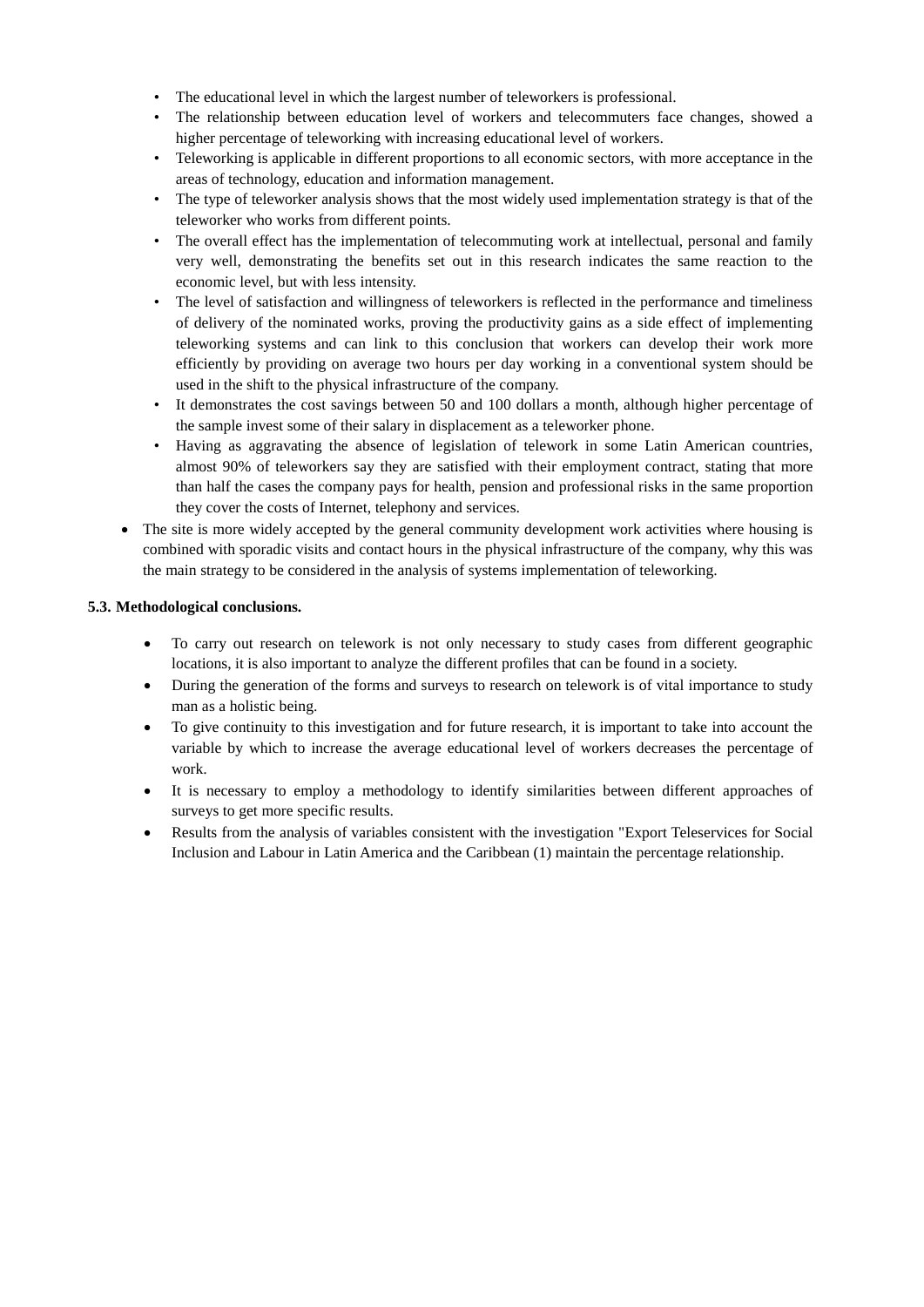- The educational level in which the largest number of teleworkers is professional.
- The relationship between education level of workers and telecommuters face changes, showed a higher percentage of teleworking with increasing educational level of workers.
- Teleworking is applicable in different proportions to all economic sectors, with more acceptance in the areas of technology, education and information management.
- The type of teleworker analysis shows that the most widely used implementation strategy is that of the teleworker who works from different points.
- The overall effect has the implementation of telecommuting work at intellectual, personal and family very well, demonstrating the benefits set out in this research indicates the same reaction to the economic level, but with less intensity.
- The level of satisfaction and willingness of teleworkers is reflected in the performance and timeliness of delivery of the nominated works, proving the productivity gains as a side effect of implementing teleworking systems and can link to this conclusion that workers can develop their work more efficiently by providing on average two hours per day working in a conventional system should be used in the shift to the physical infrastructure of the company.
- It demonstrates the cost savings between 50 and 100 dollars a month, although higher percentage of the sample invest some of their salary in displacement as a teleworker phone.
- Having as aggravating the absence of legislation of telework in some Latin American countries, almost 90% of teleworkers say they are satisfied with their employment contract, stating that more than half the cases the company pays for health, pension and professional risks in the same proportion they cover the costs of Internet, telephony and services.

- The site is more widely accepted by the general community development work activities where housing is combined with sporadic visits and contact hours in the physical infrastructure of the company, why this was the main strategy to be considered in the analysis of systems implementation of teleworking.

**5.3. Methodological conclusions.**

- To carry out research on telework is not only necessary to study cases from different geographic locations, it is also important to analyze the different profiles that can be found in a society.
- During the generation of the forms and surveys to research on telework is of vital importance to study man as a holistic being.
- To give continuity to this investigation and for future research, it is important to take into account the variable by which to increase the average educational level of workers decreases the percentage of work.
- It is necessary to employ a methodology to identify similarities between different approaches of surveys to get more specific results.
- Results from the analysis of variables consistent with the investigation "Export Teleservices for Social Inclusion and Labour in Latin America and the Caribbean (1) maintain the percentage relationship.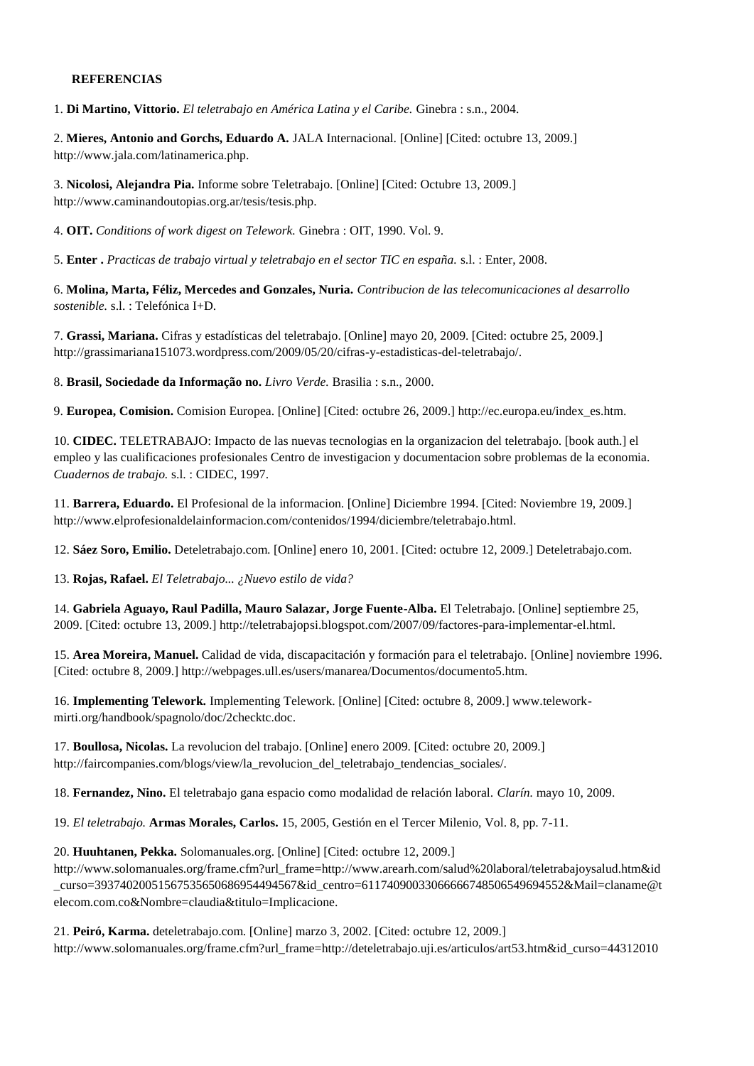**REFERENCIAS**

1. **Di Martino, Vittorio.** *El teletrabajo en América Latina y el Caribe.* Ginebra : s.n., 2004.

2. **Mieres, Antonio and Gorchs, Eduardo A.** JALA Internacional. [Online] [Cited: octubre 13, 2009.] http://www.jala.com/latinamerica.php.

3. **Nicolosi, Alejandra Pia.** Informe sobre Teletrabajo. [Online] [Cited: Octubre 13, 2009.] http://www.caminandoutopias.org.ar/tesis/tesis.php.

4. **OIT.** *Conditions of work digest on Telework.* Ginebra : OIT, 1990. Vol. 9.

5. **Enter .** *Practicas de trabajo virtual y teletrabajo en el sector TIC en españa.* s.l. : Enter, 2008.

6. **Molina, Marta, Féliz, Mercedes and Gonzales, Nuria.** *Contribucion de las telecomunicaciones al desarrollo sostenible.* s.l. : Telefónica I+D.

7. **Grassi, Mariana.** Cifras y estadísticas del teletrabajo. [Online] mayo 20, 2009. [Cited: octubre 25, 2009.] http://grassimariana151073.wordpress.com/2009/05/20/cifras-y-estadisticas-del-teletrabajo/.

8. **Brasil, Sociedade da Informação no.** *Livro Verde.* Brasilia : s.n., 2000.

9. **Europea, Comision.** Comision Europea. [Online] [Cited: octubre 26, 2009.] http://ec.europa.eu/index_es.htm.

10. **CIDEC.** TELETRABAJO: Impacto de las nuevas tecnologias en la organizacion del teletrabajo. [book auth.] el empleo y las cualificaciones profesionales Centro de investigacion y documentacion sobre problemas de la economia. *Cuadernos de trabajo.* s.l. : CIDEC, 1997.

11. **Barrera, Eduardo.** El Profesional de la informacion. [Online] Diciembre 1994. [Cited: Noviembre 19, 2009.] http://www.elprofesionaldelainformacion.com/contenidos/1994/diciembre/teletrabajo.html.

12. **Sáez Soro, Emilio.** Deteletrabajo.com. [Online] enero 10, 2001. [Cited: octubre 12, 2009.] Deteletrabajo.com.

13. **Rojas, Rafael.** *El Teletrabajo... ¿Nuevo estilo de vida?*

14. **Gabriela Aguayo, Raul Padilla, Mauro Salazar, Jorge Fuente-Alba.** El Teletrabajo. [Online] septiembre 25, 2009. [Cited: octubre 13, 2009.] http://teletrabajopsi.blogspot.com/2007/09/factores-para-implementar-el.html.

15. **Area Moreira, Manuel.** Calidad de vida, discapacitación y formación para el teletrabajo. [Online] noviembre 1996. [Cited: octubre 8, 2009.] http://webpages.ull.es/users/manarea/Documentos/documento5.htm.

16. **Implementing Telework.** Implementing Telework. [Online] [Cited: octubre 8, 2009.] www.telework-mirti.org/handbook/spagnolo/doc/2checktc.doc.

17. **Boullosa, Nicolas.** La revolucion del trabajo. [Online] enero 2009. [Cited: octubre 20, 2009.] http://faircompanies.com/blogs/view/la_revolucion_del_teletrabajo_tendencias_sociales/.

18. **Fernandez, Nino.** El teletrabajo gana espacio como modalidad de relación laboral. *Clarín.* mayo 10, 2009.

19. *El teletrabajo.* **Armas Morales, Carlos.** 15, 2005, Gestión en el Tercer Milenio, Vol. 8, pp. 7-11.

20. **Huuhtanen, Pekka.** Solomanuales.org. [Online] [Cited: octubre 12, 2009.] http://www.solomanuales.org/frame.cfm?url_frame=http://www.arearh.com/salud%20laboral/teletrabajoysalud.htm&id_curso=39374020051567535650686954494567&id_centro=61174090033066666748506549694552&Mail=claname@telecom.com.co&Nombre=claudia&titulo=Implicacione.

21. **Peiró, Karma.** deteletrabajo.com. [Online] marzo 3, 2002. [Cited: octubre 12, 2009.] http://www.solomanuales.org/frame.cfm?url_frame=http://deteletrabajo.uji.es/articulos/art53.htm&id_curso=44312010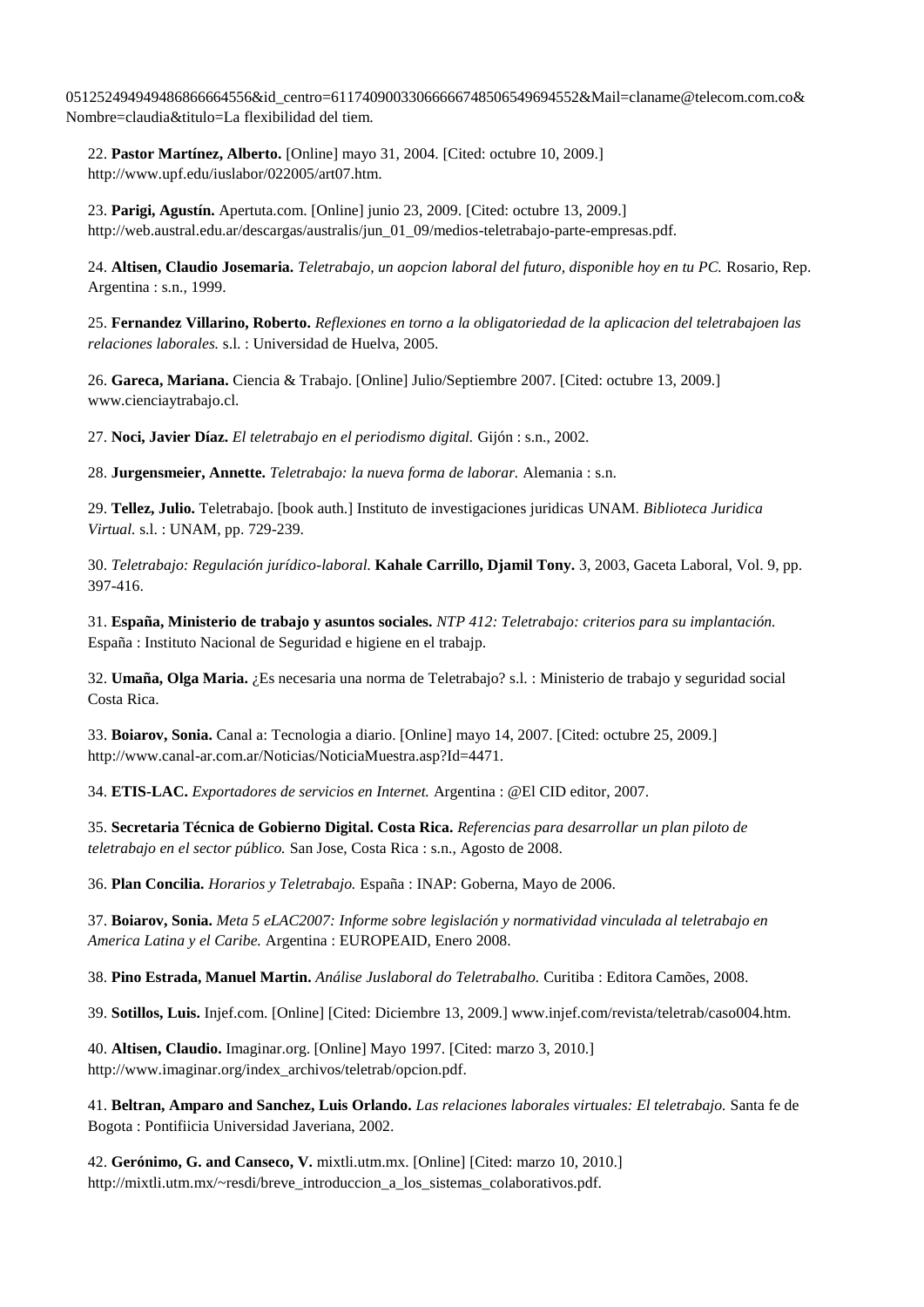0512524949494868666664556&id_centro=61174090033066666748506549694552&Mail=claname@telecom.com.co&Nombre=claudia&titulo=La flexibilidad del tiem.

22. **Pastor Martínez, Alberto.** [Online] mayo 31, 2004. [Cited: octubre 10, 2009.] http://www.upf.edu/iuslabor/022005/art07.htm.

23. **Parigi, Agustín.** Apertuta.com. [Online] junio 23, 2009. [Cited: octubre 13, 2009.] http://web.austral.edu.ar/descargas/australis/jun_01_09/medios-teletrabajo-parte-empresas.pdf.

24. **Altisen, Claudio Josemaria.** *Teletrabajo, un aopcion laboral del futuro, disponible hoy en tu PC.* Rosario, Rep. Argentina : s.n., 1999.

25. **Fernandez Villarino, Roberto.** *Reflexiones en torno a la obligatoriedad de la aplicacion del teletrabajoen las relaciones laborales.* s.l. : Universidad de Huelva, 2005.

26. **Gareca, Mariana.** Ciencia & Trabajo. [Online] Julio/Septiembre 2007. [Cited: octubre 13, 2009.] www.cienciaytrabajo.cl.

27. **Noci, Javier Díaz.** *El teletrabajo en el periodismo digital.* Gijón : s.n., 2002.

28. **Jurgensmeier, Annette.** *Teletrabajo: la nueva forma de laborar.* Alemania : s.n.

29. **Tellez, Julio.** Teletrabajo. [book auth.] Instituto de investigaciones juridicas UNAM. *Biblioteca Juridica Virtual.* s.l. : UNAM, pp. 729-239.

30. *Teletrabajo: Regulación jurídico-laboral.* **Kahale Carrillo, Djamil Tony.** 3, 2003, Gaceta Laboral, Vol. 9, pp. 397-416.

31. **España, Ministerio de trabajo y asuntos sociales.** *NTP 412: Teletrabajo: criterios para su implantación.* España : Instituto Nacional de Seguridad e higiene en el trabajp.

32. **Umaña, Olga Maria.** ¿Es necesaria una norma de Teletrabajo? s.l. : Ministerio de trabajo y seguridad social Costa Rica.

33. **Boiarov, Sonia.** Canal a: Tecnologia a diario. [Online] mayo 14, 2007. [Cited: octubre 25, 2009.] http://www.canal-ar.com.ar/Noticias/NoticiaMuestra.asp?Id=4471.

34. **ETIS-LAC.** *Exportadores de servicios en Internet.* Argentina : @El CID editor, 2007.

35. **Secretaria Técnica de Gobierno Digital. Costa Rica.** *Referencias para desarrollar un plan piloto de teletrabajo en el sector público.* San Jose, Costa Rica : s.n., Agosto de 2008.

36. **Plan Concilia.** *Horarios y Teletrabajo.* España : INAP: Goberna, Mayo de 2006.

37. **Boiarov, Sonia.** *Meta 5 eLAC2007: Informe sobre legislación y normatividad vinculada al teletrabajo en America Latina y el Caribe.* Argentina : EUROPEAID, Enero 2008.

38. **Pino Estrada, Manuel Martin.** *Análise Juslaboral do Teletrabalho.* Curitiba : Editora Camões, 2008.

39. **Sotillos, Luis.** Injef.com. [Online] [Cited: Diciembre 13, 2009.] www.injef.com/revista/teletrab/caso004.htm.

40. **Altisen, Claudio.** Imaginar.org. [Online] Mayo 1997. [Cited: marzo 3, 2010.] http://www.imaginar.org/index_archivos/teletrab/opcion.pdf.

41. **Beltran, Amparo and Sanchez, Luis Orlando.** *Las relaciones laborales virtuales: El teletrabajo.* Santa fe de Bogota : Pontifiicia Universidad Javeriana, 2002.

42. **Gerónimo, G. and Canseco, V.** mixtli.utm.mx. [Online] [Cited: marzo 10, 2010.] http://mixtli.utm.mx/~resdi/breve_introduccion_a_los_sistemas_colaborativos.pdf.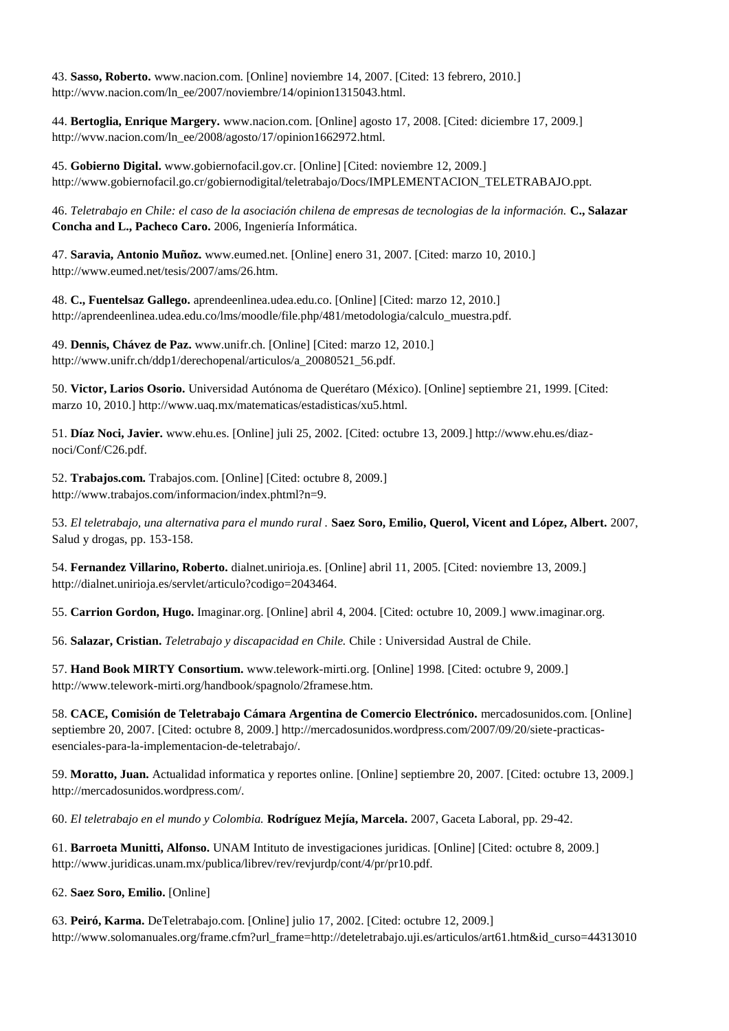43. **Sasso, Roberto.** www.nacion.com. [Online] noviembre 14, 2007. [Cited: 13 febrero, 2010.] http://wvw.nacion.com/ln_ee/2007/noviembre/14/opinion1315043.html.

44. **Bertoglia, Enrique Margery.** www.nacion.com. [Online] agosto 17, 2008. [Cited: diciembre 17, 2009.] http://wvw.nacion.com/ln_ee/2008/agosto/17/opinion1662972.html.

45. **Gobierno Digital.** www.gobiernofacil.gov.cr. [Online] [Cited: noviembre 12, 2009.] http://www.gobiernofacil.go.cr/gobiernodigital/teletrabajo/Docs/IMPLEMENTACION_TELETRABAJO.ppt.

46. *Teletrabajo en Chile: el caso de la asociación chilena de empresas de tecnologias de la información.* **C., Salazar Concha and L., Pacheco Caro.** 2006, Ingeniería Informática.

47. **Saravia, Antonio Muñoz.** www.eumed.net. [Online] enero 31, 2007. [Cited: marzo 10, 2010.] http://www.eumed.net/tesis/2007/ams/26.htm.

48. **C., Fuentelsaz Gallego.** aprendeenlinea.udea.edu.co. [Online] [Cited: marzo 12, 2010.] http://aprendeenlinea.udea.edu.co/lms/moodle/file.php/481/metodologia/calculo_muestra.pdf.

49. **Dennis, Chávez de Paz.** www.unifr.ch. [Online] [Cited: marzo 12, 2010.] http://www.unifr.ch/ddp1/derechopenal/articulos/a_20080521_56.pdf.

50. **Victor, Larios Osorio.** Universidad Autónoma de Querétaro (México). [Online] septiembre 21, 1999. [Cited: marzo 10, 2010.] http://www.uaq.mx/matematicas/estadisticas/xu5.html.

51. **Díaz Noci, Javier.** www.ehu.es. [Online] juli 25, 2002. [Cited: octubre 13, 2009.] http://www.ehu.es/diaz-noci/Conf/C26.pdf.

52. **Trabajos.com.** Trabajos.com. [Online] [Cited: octubre 8, 2009.] http://www.trabajos.com/informacion/index.phtml?n=9.

53. *El teletrabajo, una alternativa para el mundo rural .* **Saez Soro, Emilio, Querol, Vicent and López, Albert.** 2007, Salud y drogas, pp. 153-158.

54. **Fernandez Villarino, Roberto.** dialnet.unirioja.es. [Online] abril 11, 2005. [Cited: noviembre 13, 2009.] http://dialnet.unirioja.es/servlet/articulo?codigo=2043464.

55. **Carrion Gordon, Hugo.** Imaginar.org. [Online] abril 4, 2004. [Cited: octubre 10, 2009.] www.imaginar.org.

56. **Salazar, Cristian.** *Teletrabajo y discapacidad en Chile.* Chile : Universidad Austral de Chile.

57. **Hand Book MIRTY Consortium.** www.telework-mirti.org. [Online] 1998. [Cited: octubre 9, 2009.] http://www.telework-mirti.org/handbook/spagnolo/2framese.htm.

58. **CACE, Comisión de Teletrabajo Cámara Argentina de Comercio Electrónico.** mercadosunidos.com. [Online] septiembre 20, 2007. [Cited: octubre 8, 2009.] http://mercadosunidos.wordpress.com/2007/09/20/siete-practicas-esenciales-para-la-implementacion-de-teletrabajo/.

59. **Moratto, Juan.** Actualidad informatica y reportes online. [Online] septiembre 20, 2007. [Cited: octubre 13, 2009.] http://mercadosunidos.wordpress.com/.

60. *El teletrabajo en el mundo y Colombia.* **Rodríguez Mejía, Marcela.** 2007, Gaceta Laboral, pp. 29-42.

61. **Barroeta Munitti, Alfonso.** UNAM Intituto de investigaciones juridicas. [Online] [Cited: octubre 8, 2009.] http://www.juridicas.unam.mx/publica/librev/rev/revjurdp/cont/4/pr/pr10.pdf.

62. **Saez Soro, Emilio.** [Online]

63. **Peiró, Karma.** DeTeletrabajo.com. [Online] julio 17, 2002. [Cited: octubre 12, 2009.] http://www.solomanuales.org/frame.cfm?url_frame=http://deteletrabajo.uji.es/articulos/art61.htm&id_curso=44313010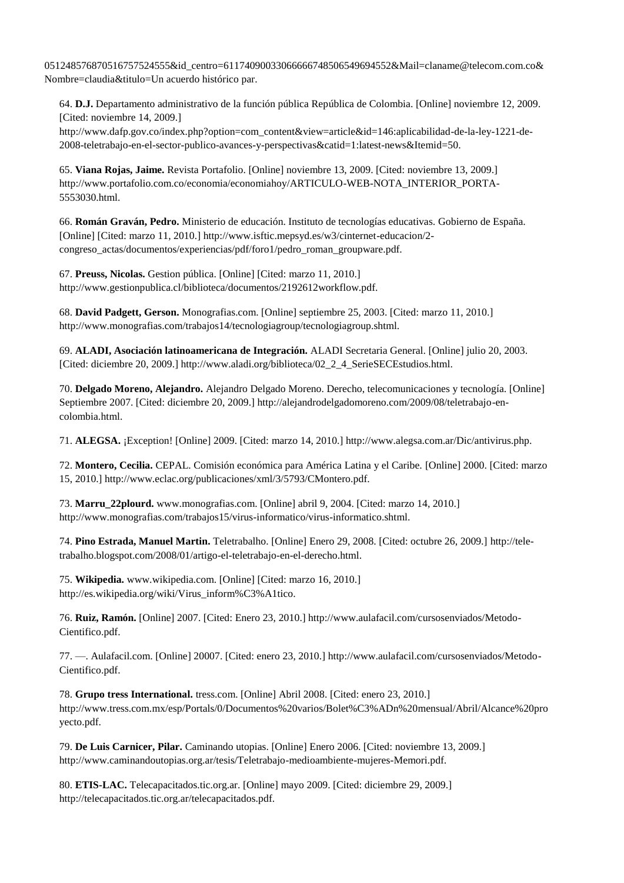05124857687051675752455&id_centro=6117409003306666748506549694552&Mail=claname@telecom.com.co&Nombre=claudia&titulo=Un acuerdo histórico par.

64. **D.J.** Departamento administrativo de la función pública República de Colombia. [Online] noviembre 12, 2009. [Cited: noviembre 14, 2009.] http://www.dafp.gov.co/index.php?option=com_content&view=article&id=146:aplicabilidad-de-la-ley-1221-de-2008-teletrabajo-en-el-sector-publico-avances-y-perspectivas&catid=1:latest-news&Itemid=50.

65. **Viana Rojas, Jaime.** Revista Portafolio. [Online] noviembre 13, 2009. [Cited: noviembre 13, 2009.] http://www.portafolio.com.co/economia/economiahoy/ARTICULO-WEB-NOTA_INTERIOR_PORTA-5553030.html.

66. **Román Graván, Pedro.** Ministerio de educación. Instituto de tecnologías educativas. Gobierno de España. [Online] [Cited: marzo 11, 2010.] http://www.isftic.mepsyd.es/w3/cinternet-educacion/2-congreso_actas/documentos/experiencias/pdf/foro1/pedro_roman_groupware.pdf.

67. **Preuss, Nicolas.** Gestion pública. [Online] [Cited: marzo 11, 2010.] http://www.gestionpublica.cl/biblioteca/documentos/2192612workflow.pdf.

68. **David Padgett, Gerson.** Monografias.com. [Online] septiembre 25, 2003. [Cited: marzo 11, 2010.] http://www.monografias.com/trabajos14/tecnologiagroup/tecnologiagroup.shtml.

69. **ALADI, Asociación latinoamericana de Integración.** ALADI Secretaria General. [Online] julio 20, 2003. [Cited: diciembre 20, 2009.] http://www.aladi.org/biblioteca/02_2_4_SerieSECEstudios.html.

70. **Delgado Moreno, Alejandro.** Alejandro Delgado Moreno. Derecho, telecomunicaciones y tecnología. [Online] Septiembre 2007. [Cited: diciembre 20, 2009.] http://alejandrodelgadomoreno.com/2009/08/teletrabajo-en-colombia.html.

71. **ALEGSA.** ¡Exception! [Online] 2009. [Cited: marzo 14, 2010.] http://www.alegsa.com.ar/Dic/antivirus.php.

72. **Montero, Cecilia.** CEPAL. Comisión económica para América Latina y el Caribe. [Online] 2000. [Cited: marzo 15, 2010.] http://www.eclac.org/publicaciones/xml/3/5793/CMontero.pdf.

73. **Marru_22plourd.** www.monografias.com. [Online] abril 9, 2004. [Cited: marzo 14, 2010.] http://www.monografias.com/trabajos15/virus-informatico/virus-informatico.shtml.

74. **Pino Estrada, Manuel Martin.** Teletrabalho. [Online] Enero 29, 2008. [Cited: octubre 26, 2009.] http://tele-trabalho.blogspot.com/2008/01/artigo-el-teletrabajo-en-el-derecho.html.

75. **Wikipedia.** www.wikipedia.com. [Online] [Cited: marzo 16, 2010.] http://es.wikipedia.org/wiki/Virus_inform%C3%A1tico.

76. **Ruiz, Ramón.** [Online] 2007. [Cited: Enero 23, 2010.] http://www.aulafacil.com/cursosenviados/Metodo-Cientifico.pdf.

77. —. Aulafacil.com. [Online] 20007. [Cited: enero 23, 2010.] http://www.aulafacil.com/cursosenviados/Metodo-Cientifico.pdf.

78. **Grupo tress International.** tress.com. [Online] Abril 2008. [Cited: enero 23, 2010.] http://www.tress.com.mx/esp/Portals/0/Documentos%20varios/Bolet%C3%ADn%20mensual/Abril/Alcance%20proyecto.pdf.

79. **De Luis Carnicer, Pilar.** Caminando utopias. [Online] Enero 2006. [Cited: noviembre 13, 2009.] http://www.caminandoutopias.org.ar/tesis/Teletrabajo-medioambiente-mujeres-Memori.pdf.

80. **ETIS-LAC.** Telecapacitados.tic.org.ar. [Online] mayo 2009. [Cited: diciembre 29, 2009.] http://telecapacitados.tic.org.ar/telecapacitados.pdf.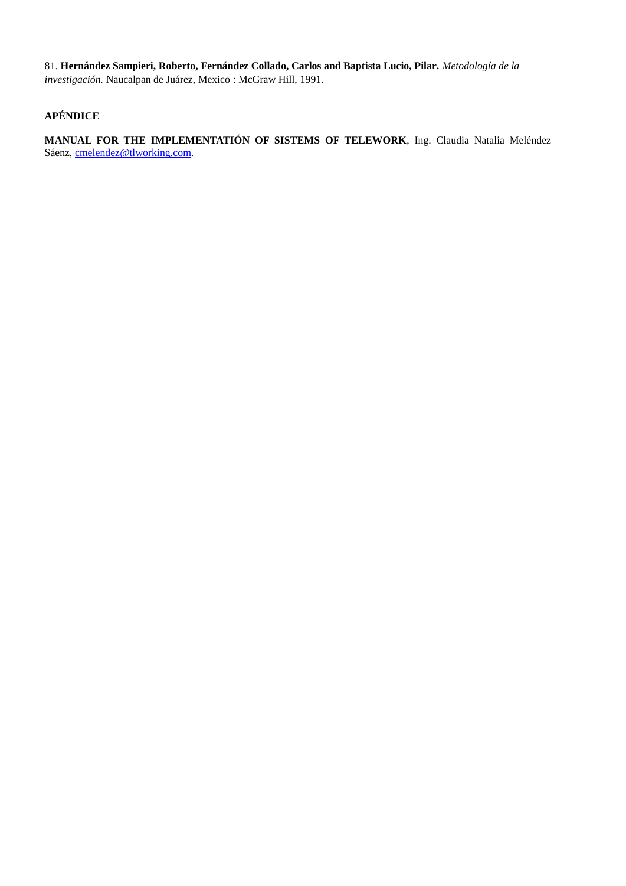81. **Hernández Sampieri, Roberto, Fernández Collado, Carlos and Baptista Lucio, Pilar.** *Metodología de la investigación.* Naucalpan de Juárez, Mexico : McGraw Hill, 1991.

**APÉNDICE**

**MANUAL FOR THE IMPLEMENTATIÓN OF SISTEMS OF TELEWORK**, Ing. Claudia Natalia Meléndez Sáenz, cmelendez@tlworking.com.